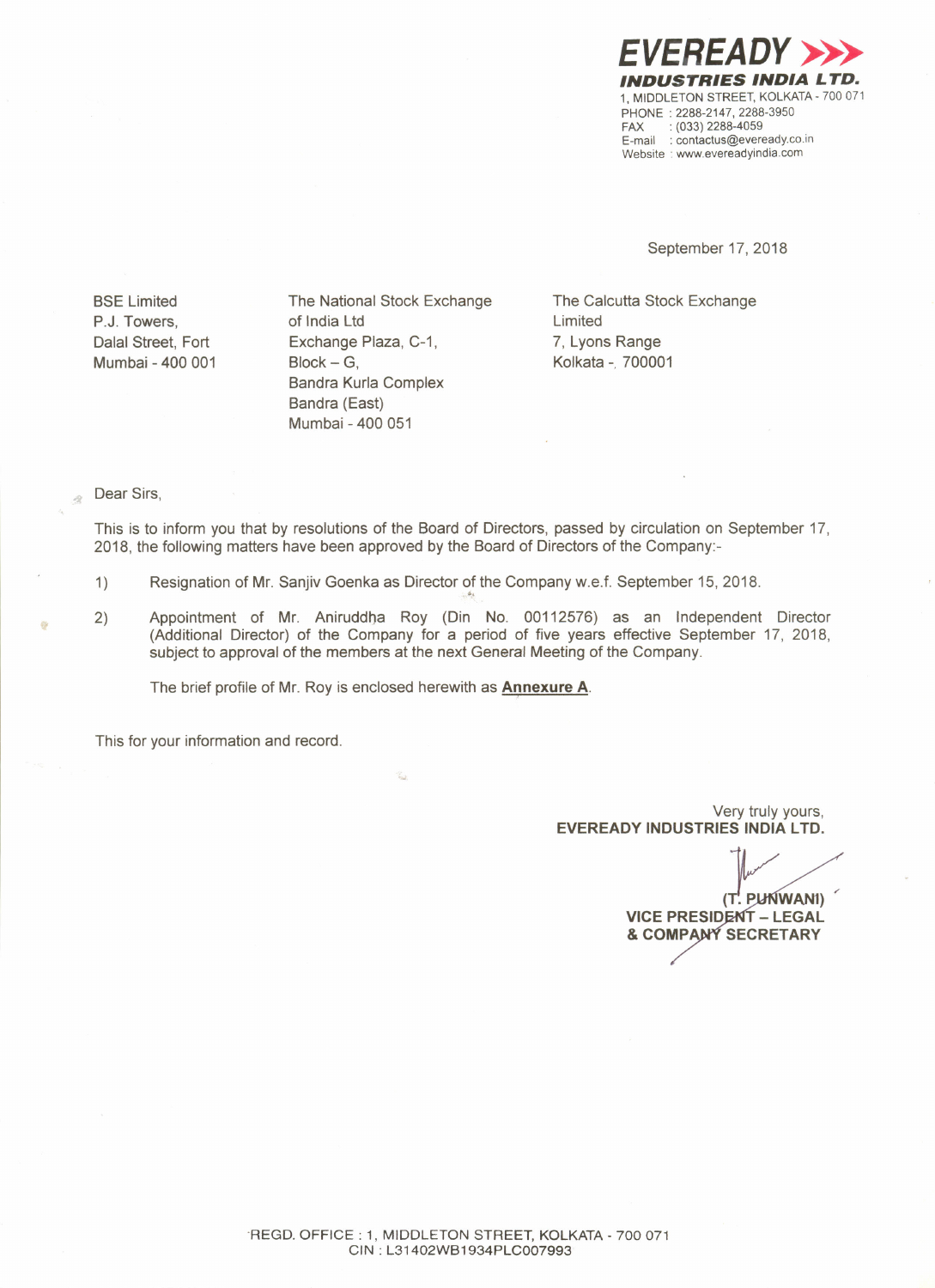**EVEREADY**
**INDUSTRIES INDIA LTD.**
1, MIDDLETON STREET, KOLKATA - 700 071
PHONE : 2288-2147, 2288-3950
FAX : (033) 2288-4059
E-mail : contactus@eveready.co.in
Website : www.evereadyindia.com

September 17, 2018

BSE Limited
P.J. Towers,
Dalal Street, Fort
Mumbai - 400 001

The National Stock Exchange of India Ltd
Exchange Plaza, C-1,
Block – G,
Bandra Kurla Complex
Bandra (East)
Mumbai - 400 051

The Calcutta Stock Exchange Limited
7, Lyons Range
Kolkata - 700001

Dear Sirs,

This is to inform you that by resolutions of the Board of Directors, passed by circulation on September 17, 2018, the following matters have been approved by the Board of Directors of the Company:-

1) Resignation of Mr. Sanjiv Goenka as Director of the Company w.e.f. September 15, 2018.

2) Appointment of Mr. Aniruddha Roy (Din No. 00112576) as an Independent Director (Additional Director) of the Company for a period of five years effective September 17, 2018, subject to approval of the members at the next General Meeting of the Company.

   The brief profile of Mr. Roy is enclosed herewith as **Annexure A**.

This for your information and record.

Very truly yours,
**EVEREADY INDUSTRIES INDIA LTD.**

**(T. PUNWANI)**
**VICE PRESIDENT – LEGAL & COMPANY SECRETARY**

REGD. OFFICE : 1, MIDDLETON STREET, KOLKATA - 700 071
CIN : L31402WB1934PLC007993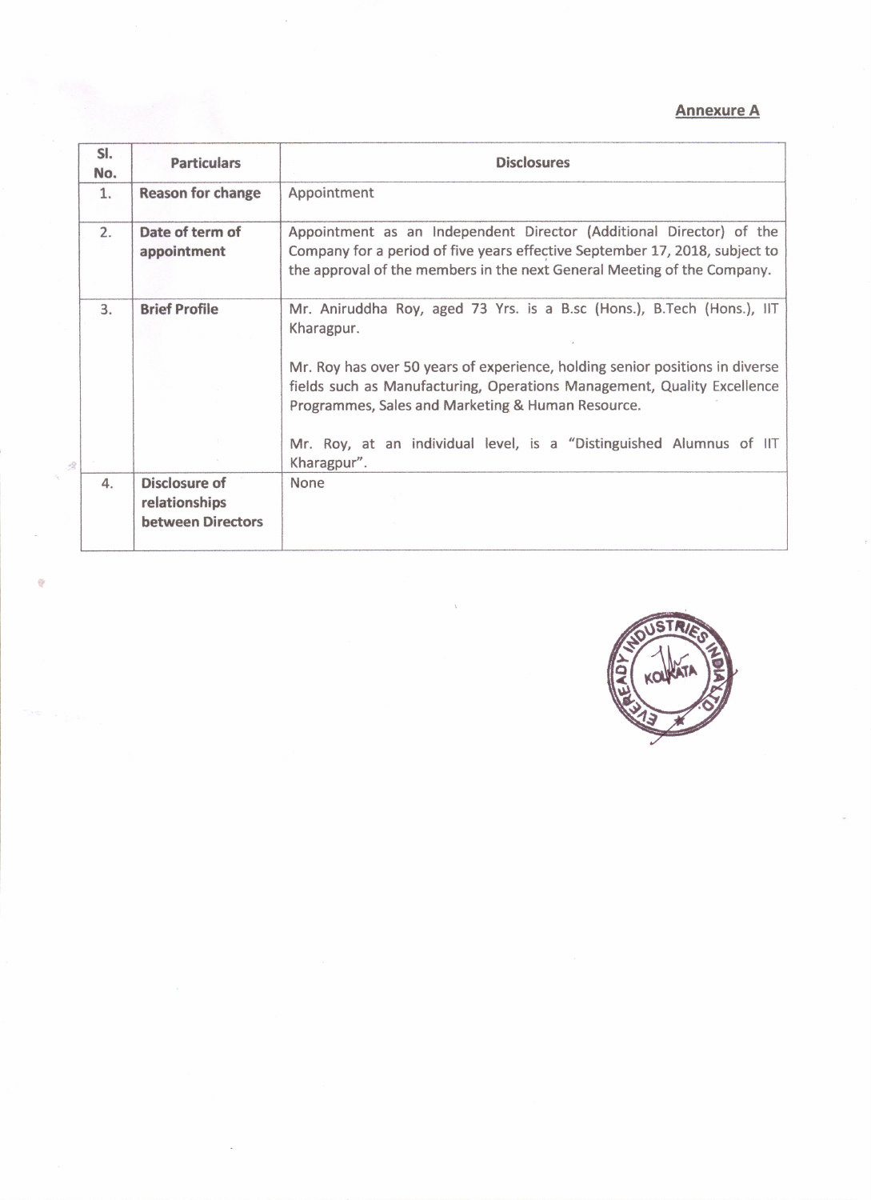**Annexure A**

| Sl. No. | Particulars | Disclosures |
|---|---|---|
| 1. | **Reason for change** | Appointment |
| 2. | **Date of term of appointment** | Appointment as an Independent Director (Additional Director) of the Company for a period of five years effective September 17, 2018, subject to the approval of the members in the next General Meeting of the Company. |
| 3. | **Brief Profile** | Mr. Aniruddha Roy, aged 73 Yrs. is a B.sc (Hons.), B.Tech (Hons.), IIT Kharagpur.<br><br>Mr. Roy has over 50 years of experience, holding senior positions in diverse fields such as Manufacturing, Operations Management, Quality Excellence Programmes, Sales and Marketing & Human Resource.<br><br>Mr. Roy, at an individual level, is a "Distinguished Alumnus of IIT Kharagpur". |
| 4. | **Disclosure of relationships between Directors** | None |

EVEREADY INDUSTRIES INDIA LTD. KOLKATA